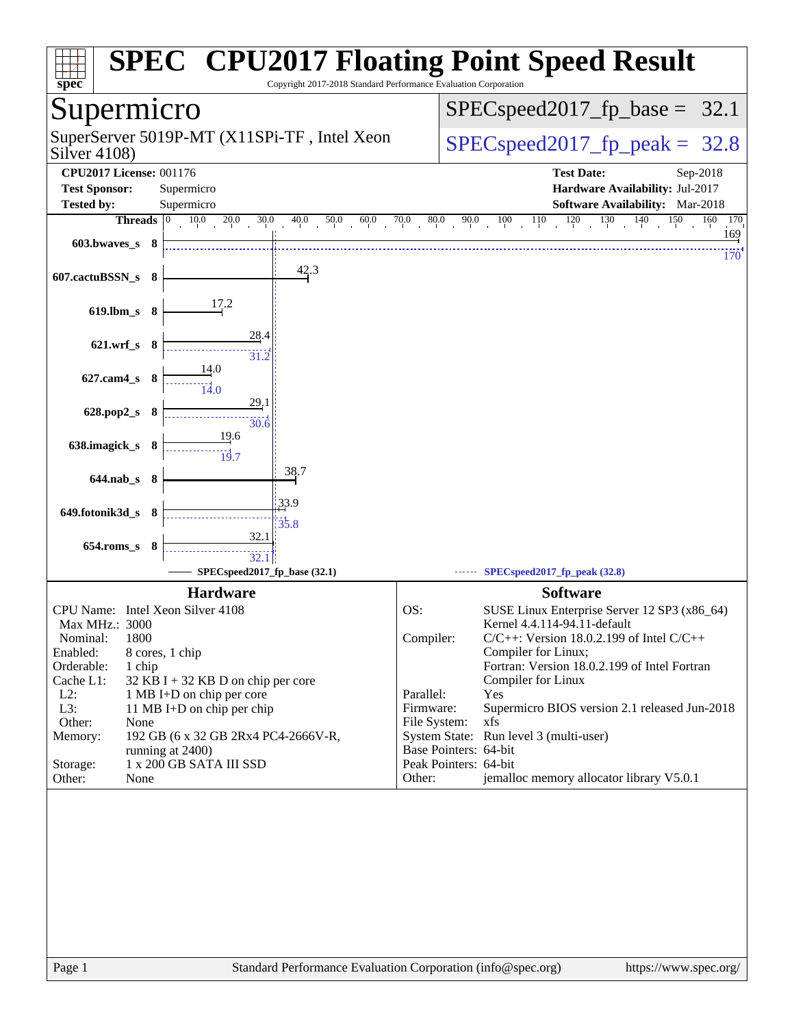# SPEC CPU2017 Floating Point Speed Result

Copyright 2017-2018 Standard Performance Evaluation Corporation

## Supermicro

SuperServer 5019P-MT (X11SPi-TF , Intel Xeon Silver 4108)

SPECspeed2017_fp_base = 32.1

SPECspeed2017_fp_peak = 32.8

**CPU2017 License:** 001176
**Test Sponsor:** Supermicro
**Tested by:** Supermicro

**Test Date:** Sep-2018
**Hardware Availability:** Jul-2017
**Software Availability:** Mar-2018

| Benchmark | Threads | Base | Peak |
|---|---|---|---|
| 603.bwaves_s | 8 | 169 | 170 |
| 607.cactuBSSN_s | 8 | 42.3 | |
| 619.lbm_s | 8 | 17.2 | |
| 621.wrf_s | 8 | 28.4 | 31.2 |
| 627.cam4_s | 8 | 14.0 | 14.0 |
| 628.pop2_s | 8 | 29.1 | 30.6 |
| 638.imagick_s | 8 | 19.6 | 19.7 |
| 644.nab_s | 8 | 38.7 | |
| 649.fotonik3d_s | 8 | 33.9 | 35.8 |
| 654.roms_s | 8 | 32.1 | 32.1 |

SPECspeed2017_fp_base (32.1) — SPECspeed2017_fp_peak (32.8)

### Hardware

| | |
|---|---|
| CPU Name: | Intel Xeon Silver 4108 |
| Max MHz.: | 3000 |
| Nominal: | 1800 |
| Enabled: | 8 cores, 1 chip |
| Orderable: | 1 chip |
| Cache L1: | 32 KB I + 32 KB D on chip per core |
| L2: | 1 MB I+D on chip per core |
| L3: | 11 MB I+D on chip per chip |
| Other: | None |
| Memory: | 192 GB (6 x 32 GB 2Rx4 PC4-2666V-R, running at 2400) |
| Storage: | 1 x 200 GB SATA III SSD |
| Other: | None |

### Software

| | |
|---|---|
| OS: | SUSE Linux Enterprise Server 12 SP3 (x86_64) Kernel 4.4.114-94.11-default |
| Compiler: | C/C++: Version 18.0.2.199 of Intel C/C++ Compiler for Linux; Fortran: Version 18.0.2.199 of Intel Fortran Compiler for Linux |
| Parallel: | Yes |
| Firmware: | Supermicro BIOS version 2.1 released Jun-2018 |
| File System: | xfs |
| System State: | Run level 3 (multi-user) |
| Base Pointers: | 64-bit |
| Peak Pointers: | 64-bit |
| Other: | jemalloc memory allocator library V5.0.1 |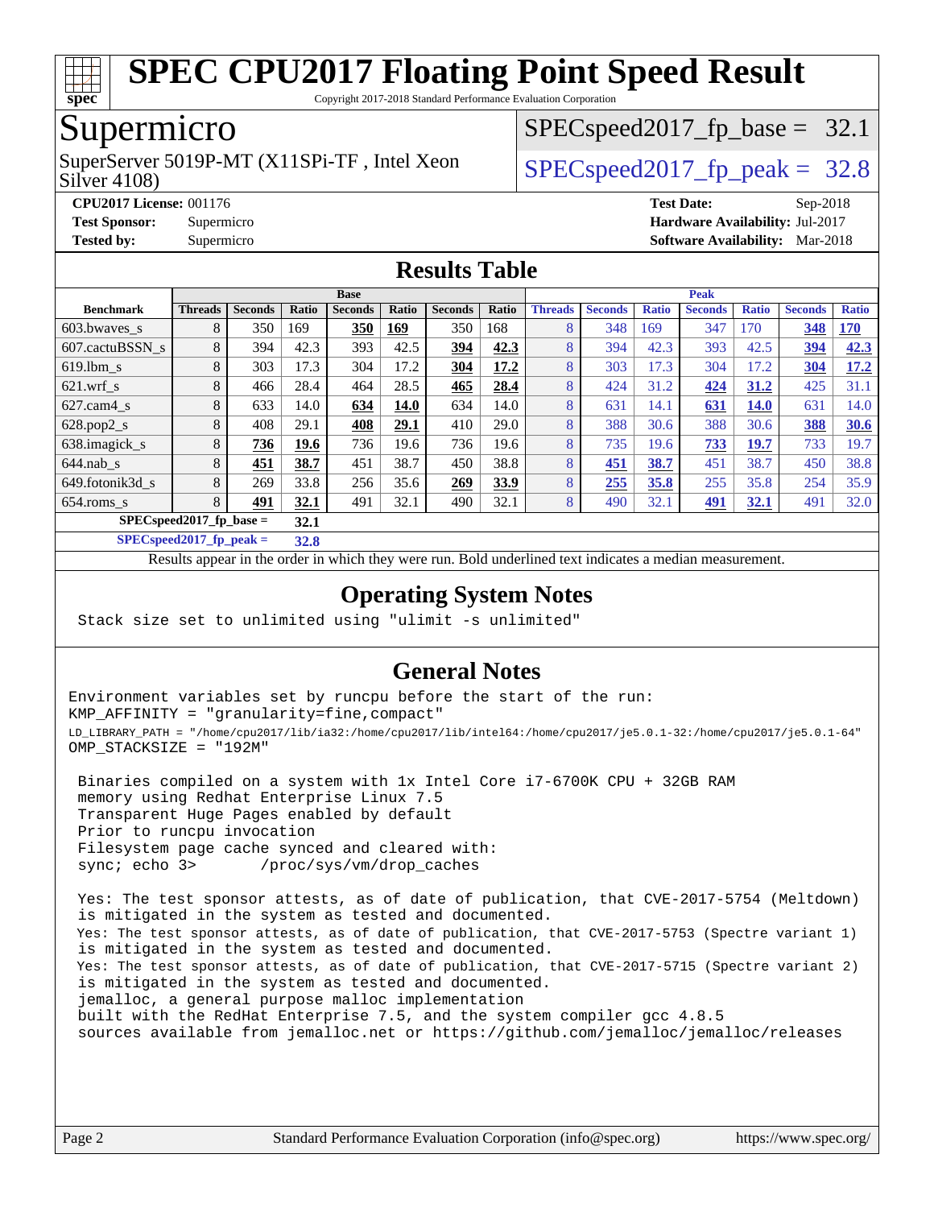# SPEC CPU2017 Floating Point Speed Result

Copyright 2017-2018 Standard Performance Evaluation Corporation

## Supermicro

SuperServer 5019P-MT (X11SPi-TF , Intel Xeon Silver 4108)

SPECspeed2017_fp_base = 32.1

SPECspeed2017_fp_peak = 32.8

**CPU2017 License:** 001176
**Test Sponsor:** Supermicro
**Tested by:** Supermicro

**Test Date:** Sep-2018
**Hardware Availability:** Jul-2017
**Software Availability:** Mar-2018

## Results Table

| | Base | | | | | | | Peak | | | | | | |
|---|---|---|---|---|---|---|---|---|---|---|---|---|---|---|
| **Benchmark** | **Threads** | **Seconds** | **Ratio** | **Seconds** | **Ratio** | **Seconds** | **Ratio** | **Threads** | **Seconds** | **Ratio** | **Seconds** | **Ratio** | **Seconds** | **Ratio** |
| 603.bwaves_s | 8 | 350 | 169 | **350** | **169** | 350 | 168 | 8 | 348 | 169 | 347 | 170 | **348** | **170** |
| 607.cactuBSSN_s | 8 | 394 | 42.3 | 393 | 42.5 | **394** | **42.3** | 8 | 394 | 42.3 | 393 | 42.5 | **394** | **42.3** |
| 619.lbm_s | 8 | 303 | 17.3 | 304 | 17.2 | **304** | **17.2** | 8 | 303 | 17.3 | 304 | 17.2 | **304** | **17.2** |
| 621.wrf_s | 8 | 466 | 28.4 | 464 | 28.5 | **465** | **28.4** | 8 | 424 | 31.2 | **424** | **31.2** | 425 | 31.1 |
| 627.cam4_s | 8 | 633 | 14.0 | **634** | **14.0** | 634 | 14.0 | 8 | 631 | 14.1 | **631** | **14.0** | 631 | 14.0 |
| 628.pop2_s | 8 | 408 | 29.1 | **408** | **29.1** | 410 | 29.0 | 8 | 388 | 30.6 | 388 | 30.6 | **388** | **30.6** |
| 638.imagick_s | 8 | **736** | **19.6** | 736 | 19.6 | 736 | 19.6 | 8 | 735 | 19.6 | **733** | **19.7** | 733 | 19.7 |
| 644.nab_s | 8 | **451** | **38.7** | 451 | 38.7 | 450 | 38.8 | 8 | **451** | **38.7** | 451 | 38.7 | 450 | 38.8 |
| 649.fotonik3d_s | 8 | 269 | 33.8 | 256 | 35.6 | **269** | **33.9** | 8 | **255** | **35.8** | 255 | 35.8 | 254 | 35.9 |
| 654.roms_s | 8 | **491** | **32.1** | 491 | 32.1 | 490 | 32.1 | 8 | 490 | 32.1 | **491** | **32.1** | 491 | 32.0 |
| **SPECspeed2017_fp_base =** | | **32.1** | | | | | | | | | | | | |
| **SPECspeed2017_fp_peak =** | | **32.8** | | | | | | | | | | | | |

Results appear in the order in which they were run. Bold underlined text indicates a median measurement.

## Operating System Notes

```
Stack size set to unlimited using "ulimit -s unlimited"
```

## General Notes

```
Environment variables set by runcpu before the start of the run:
KMP_AFFINITY = "granularity=fine,compact"
LD_LIBRARY_PATH = "/home/cpu2017/lib/ia32:/home/cpu2017/lib/intel64:/home/cpu2017/je5.0.1-32:/home/cpu2017/je5.0.1-64"
OMP_STACKSIZE = "192M"

 Binaries compiled on a system with 1x Intel Core i7-6700K CPU + 32GB RAM
 memory using Redhat Enterprise Linux 7.5
 Transparent Huge Pages enabled by default
 Prior to runcpu invocation
 Filesystem page cache synced and cleared with:
 sync; echo 3>       /proc/sys/vm/drop_caches

 Yes: The test sponsor attests, as of date of publication, that CVE-2017-5754 (Meltdown)
 is mitigated in the system as tested and documented.
 Yes: The test sponsor attests, as of date of publication, that CVE-2017-5753 (Spectre variant 1)
 is mitigated in the system as tested and documented.
 Yes: The test sponsor attests, as of date of publication, that CVE-2017-5715 (Spectre variant 2)
 is mitigated in the system as tested and documented.
 jemalloc, a general purpose malloc implementation
 built with the RedHat Enterprise 7.5, and the system compiler gcc 4.8.5
 sources available from jemalloc.net or https://github.com/jemalloc/jemalloc/releases
```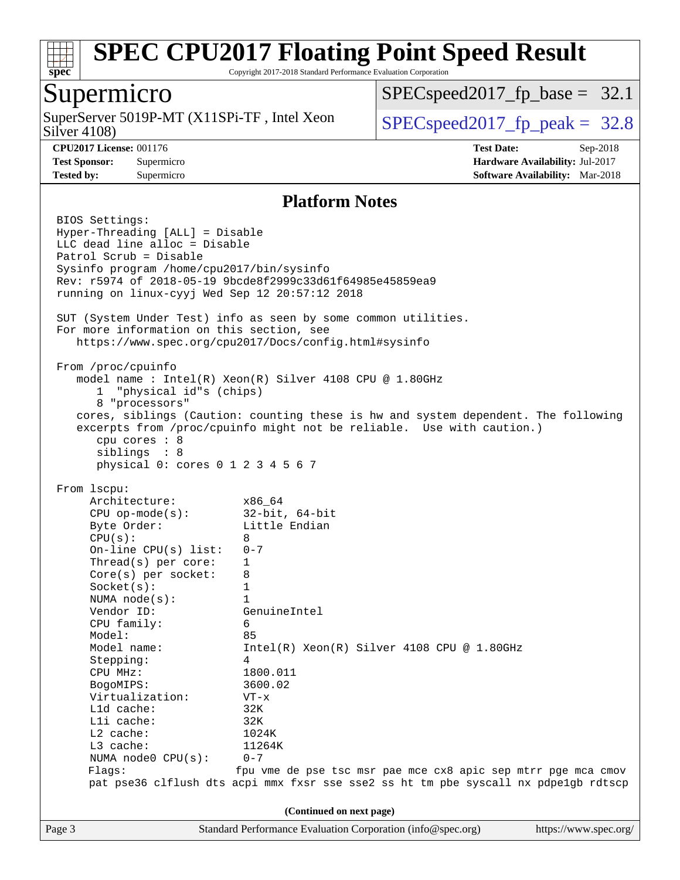## Platform Notes

```
BIOS Settings:
Hyper-Threading [ALL] = Disable
LLC dead line alloc = Disable
Patrol Scrub = Disable
Sysinfo program /home/cpu2017/bin/sysinfo
Rev: r5974 of 2018-05-19 9bcde8f2999c33d61f64985e45859ea9
running on linux-cyyj Wed Sep 12 20:57:12 2018

SUT (System Under Test) info as seen by some common utilities.
For more information on this section, see
   https://www.spec.org/cpu2017/Docs/config.html#sysinfo

From /proc/cpuinfo
   model name : Intel(R) Xeon(R) Silver 4108 CPU @ 1.80GHz
      1  "physical id"s (chips)
      8 "processors"
   cores, siblings (Caution: counting these is hw and system dependent. The following
   excerpts from /proc/cpuinfo might not be reliable.  Use with caution.)
      cpu cores : 8
      siblings  : 8
      physical 0: cores 0 1 2 3 4 5 6 7

From lscpu:
     Architecture:          x86_64
     CPU op-mode(s):        32-bit, 64-bit
     Byte Order:            Little Endian
     CPU(s):                8
     On-line CPU(s) list:   0-7
     Thread(s) per core:    1
     Core(s) per socket:    8
     Socket(s):             1
     NUMA node(s):          1
     Vendor ID:             GenuineIntel
     CPU family:            6
     Model:                 85
     Model name:            Intel(R) Xeon(R) Silver 4108 CPU @ 1.80GHz
     Stepping:              4
     CPU MHz:               1800.011
     BogoMIPS:              3600.02
     Virtualization:        VT-x
     L1d cache:             32K
     L1i cache:             32K
     L2 cache:              1024K
     L3 cache:              11264K
     NUMA node0 CPU(s):     0-7
     Flags:                fpu vme de pse tsc msr pae mce cx8 apic sep mtrr pge mca cmov
     pat pse36 clflush dts acpi mmx fxsr sse sse2 ss ht tm pbe syscall nx pdpe1gb rdtscp
```

(Continued on next page)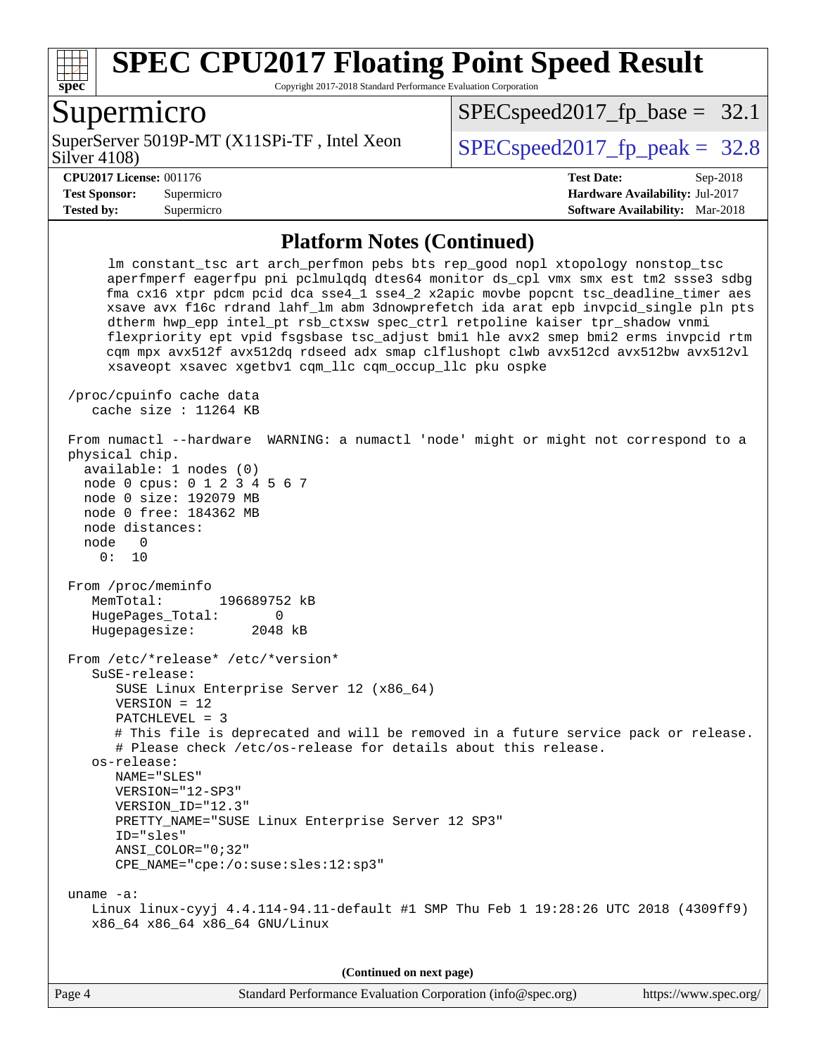## Platform Notes (Continued)

```
     lm constant_tsc art arch_perfmon pebs bts rep_good nopl xtopology nonstop_tsc
     aperfmperf eagerfpu pni pclmulqdq dtes64 monitor ds_cpl vmx smx est tm2 ssse3 sdbg
     fma cx16 xtpr pdcm pcid dca sse4_1 sse4_2 x2apic movbe popcnt tsc_deadline_timer aes
     xsave avx f16c rdrand lahf_lm abm 3dnowprefetch ida arat epb invpcid_single pln pts
     dtherm hwp_epp intel_pt rsb_ctxsw spec_ctrl retpoline kaiser tpr_shadow vnmi
     flexpriority ept vpid fsgsbase tsc_adjust bmi1 hle avx2 smep bmi2 erms invpcid rtm
     cqm mpx avx512f avx512dq rdseed adx smap clflushopt clwb avx512cd avx512bw avx512vl
     xsaveopt xsavec xgetbv1 cqm_llc cqm_occup_llc pku ospke

 /proc/cpuinfo cache data
    cache size : 11264 KB

 From numactl --hardware  WARNING: a numactl 'node' might or might not correspond to a
 physical chip.
   available: 1 nodes (0)
   node 0 cpus: 0 1 2 3 4 5 6 7
   node 0 size: 192079 MB
   node 0 free: 184362 MB
   node distances:
   node   0
     0:  10

 From /proc/meminfo
    MemTotal:       196689752 kB
    HugePages_Total:       0
    Hugepagesize:       2048 kB

 From /etc/*release* /etc/*version*
    SuSE-release:
       SUSE Linux Enterprise Server 12 (x86_64)
       VERSION = 12
       PATCHLEVEL = 3
       # This file is deprecated and will be removed in a future service pack or release.
       # Please check /etc/os-release for details about this release.
    os-release:
       NAME="SLES"
       VERSION="12-SP3"
       VERSION_ID="12.3"
       PRETTY_NAME="SUSE Linux Enterprise Server 12 SP3"
       ID="sles"
       ANSI_COLOR="0;32"
       CPE_NAME="cpe:/o:suse:sles:12:sp3"

 uname -a:
    Linux linux-cyyj 4.4.114-94.11-default #1 SMP Thu Feb 1 19:28:26 UTC 2018 (4309ff9)
    x86_64 x86_64 x86_64 GNU/Linux
```

**(Continued on next page)**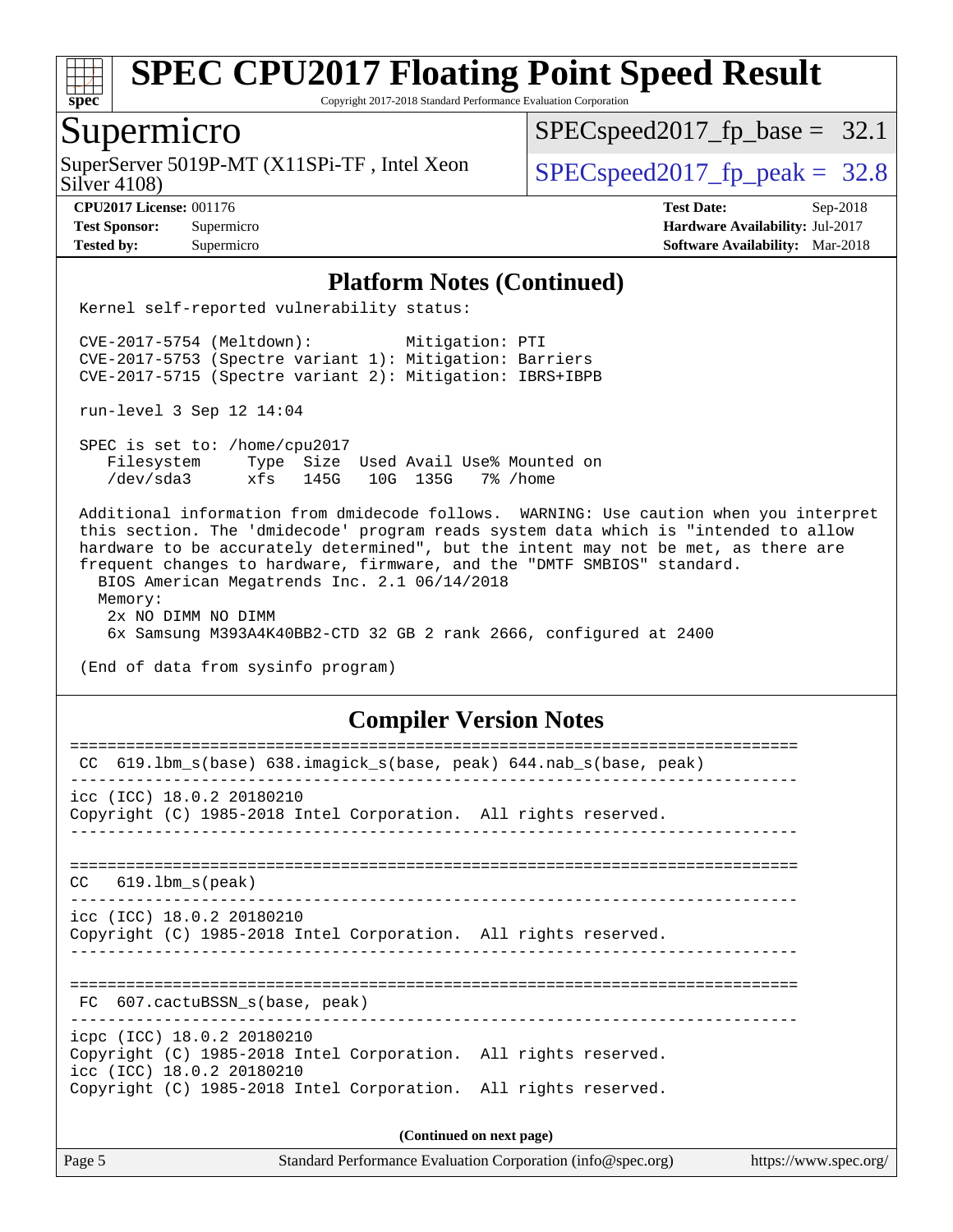# SPEC CPU2017 Floating Point Speed Result

Copyright 2017-2018 Standard Performance Evaluation Corporation

## Supermicro

SuperServer 5019P-MT (X11SPi-TF , Intel Xeon Silver 4108)

SPECspeed2017_fp_base = 32.1

SPECspeed2017_fp_peak = 32.8

**CPU2017 License:** 001176
**Test Sponsor:** Supermicro
**Tested by:** Supermicro

**Test Date:** Sep-2018
**Hardware Availability:** Jul-2017
**Software Availability:** Mar-2018

### Platform Notes (Continued)

```
Kernel self-reported vulnerability status:

CVE-2017-5754 (Meltdown):          Mitigation: PTI
CVE-2017-5753 (Spectre variant 1): Mitigation: Barriers
CVE-2017-5715 (Spectre variant 2): Mitigation: IBRS+IBPB

run-level 3 Sep 12 14:04

SPEC is set to: /home/cpu2017
   Filesystem     Type  Size  Used Avail Use% Mounted on
   /dev/sda3      xfs   145G   10G  135G   7% /home

Additional information from dmidecode follows.  WARNING: Use caution when you interpret
this section. The 'dmidecode' program reads system data which is "intended to allow
hardware to be accurately determined", but the intent may not be met, as there are
frequent changes to hardware, firmware, and the "DMTF SMBIOS" standard.
  BIOS American Megatrends Inc. 2.1 06/14/2018
  Memory:
   2x NO DIMM NO DIMM
   6x Samsung M393A4K40BB2-CTD 32 GB 2 rank 2666, configured at 2400

(End of data from sysinfo program)
```

### Compiler Version Notes

```
==============================================================================
 CC  619.lbm_s(base) 638.imagick_s(base, peak) 644.nab_s(base, peak)
------------------------------------------------------------------------------
icc (ICC) 18.0.2 20180210
Copyright (C) 1985-2018 Intel Corporation.  All rights reserved.
------------------------------------------------------------------------------

==============================================================================
CC   619.lbm_s(peak)
------------------------------------------------------------------------------
icc (ICC) 18.0.2 20180210
Copyright (C) 1985-2018 Intel Corporation.  All rights reserved.
------------------------------------------------------------------------------

==============================================================================
 FC  607.cactuBSSN_s(base, peak)
------------------------------------------------------------------------------
icpc (ICC) 18.0.2 20180210
Copyright (C) 1985-2018 Intel Corporation.  All rights reserved.
icc (ICC) 18.0.2 20180210
Copyright (C) 1985-2018 Intel Corporation.  All rights reserved.
```

(Continued on next page)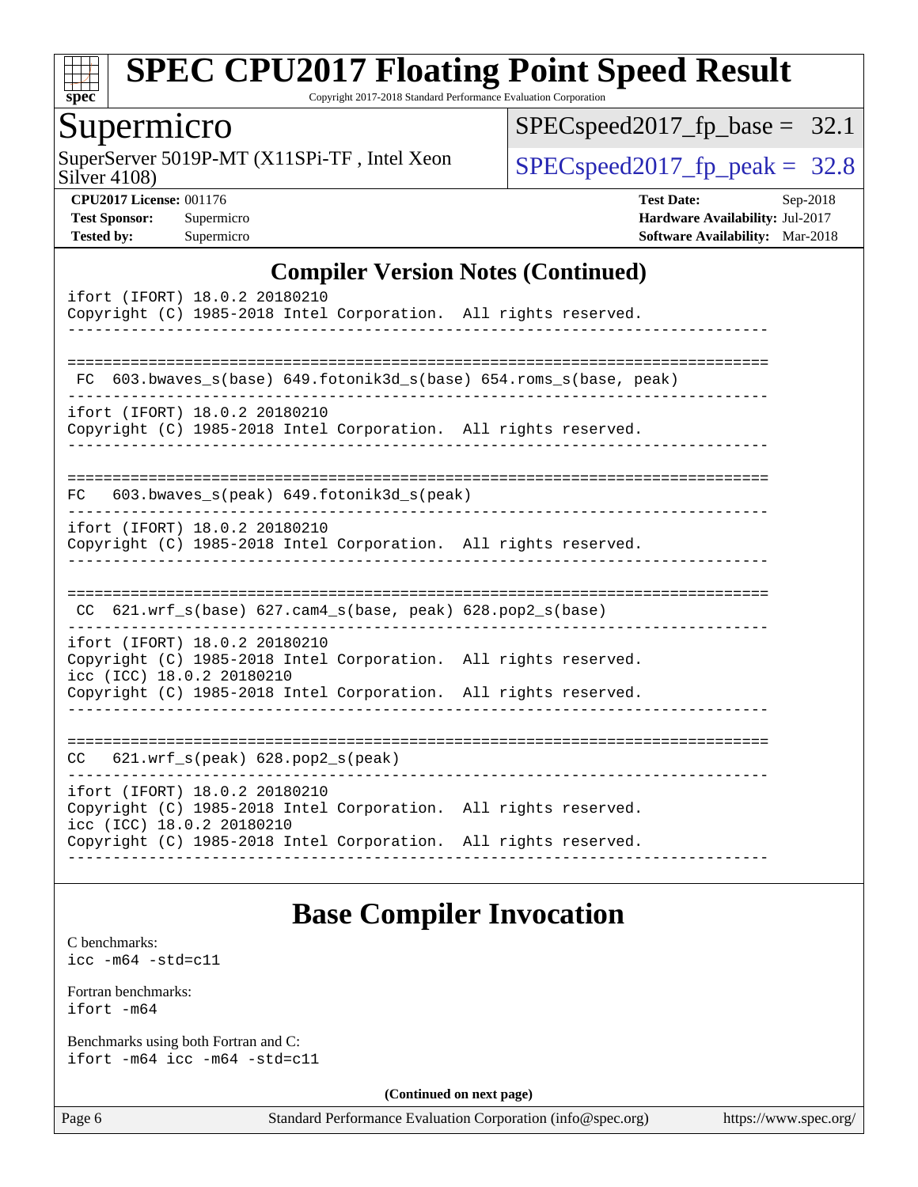## Compiler Version Notes (Continued)

```
ifort (IFORT) 18.0.2 20180210
Copyright (C) 1985-2018 Intel Corporation.  All rights reserved.
------------------------------------------------------------------------------

==============================================================================
 FC  603.bwaves_s(base) 649.fotonik3d_s(base) 654.roms_s(base, peak)
------------------------------------------------------------------------------
ifort (IFORT) 18.0.2 20180210
Copyright (C) 1985-2018 Intel Corporation.  All rights reserved.
------------------------------------------------------------------------------

==============================================================================
FC   603.bwaves_s(peak) 649.fotonik3d_s(peak)
------------------------------------------------------------------------------
ifort (IFORT) 18.0.2 20180210
Copyright (C) 1985-2018 Intel Corporation.  All rights reserved.
------------------------------------------------------------------------------

==============================================================================
 CC  621.wrf_s(base) 627.cam4_s(base, peak) 628.pop2_s(base)
------------------------------------------------------------------------------
ifort (IFORT) 18.0.2 20180210
Copyright (C) 1985-2018 Intel Corporation.  All rights reserved.
icc (ICC) 18.0.2 20180210
Copyright (C) 1985-2018 Intel Corporation.  All rights reserved.
------------------------------------------------------------------------------

==============================================================================
CC   621.wrf_s(peak) 628.pop2_s(peak)
------------------------------------------------------------------------------
ifort (IFORT) 18.0.2 20180210
Copyright (C) 1985-2018 Intel Corporation.  All rights reserved.
icc (ICC) 18.0.2 20180210
Copyright (C) 1985-2018 Intel Corporation.  All rights reserved.
------------------------------------------------------------------------------
```

## Base Compiler Invocation

C benchmarks:
`icc -m64 -std=c11`

Fortran benchmarks:
`ifort -m64`

Benchmarks using both Fortran and C:
`ifort -m64 icc -m64 -std=c11`

**(Continued on next page)**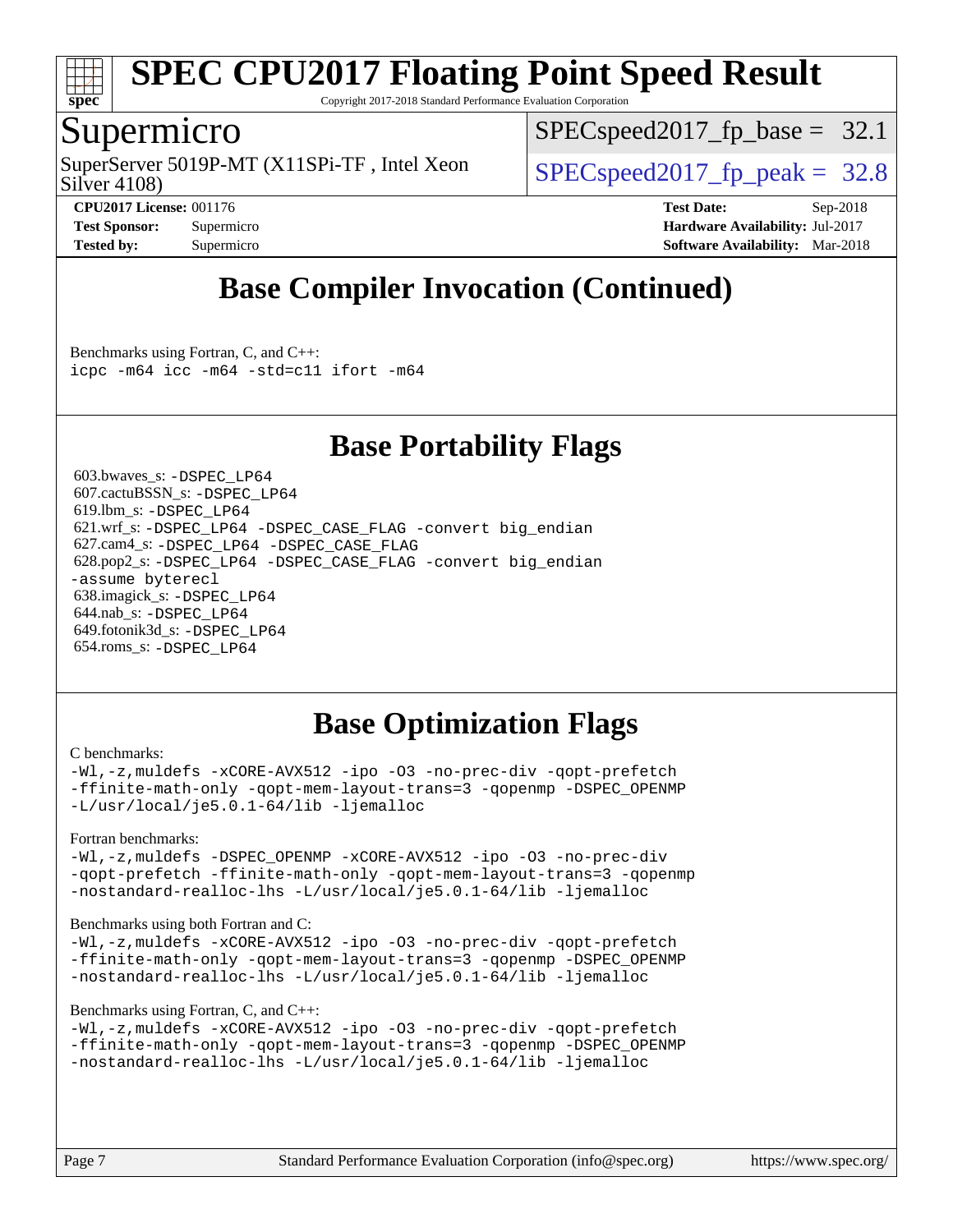# SPEC CPU2017 Floating Point Speed Result

Copyright 2017-2018 Standard Performance Evaluation Corporation

## Supermicro

SuperServer 5019P-MT (X11SPi-TF , Intel Xeon Silver 4108)

SPECspeed2017_fp_base = 32.1

SPECspeed2017_fp_peak = 32.8

**CPU2017 License:** 001176
**Test Sponsor:** Supermicro
**Tested by:** Supermicro

**Test Date:** Sep-2018
**Hardware Availability:** Jul-2017
**Software Availability:** Mar-2018

## Base Compiler Invocation (Continued)

Benchmarks using Fortran, C, and C++:
`icpc -m64 icc -m64 -std=c11 ifort -m64`

## Base Portability Flags

603.bwaves_s: `-DSPEC_LP64`
607.cactuBSSN_s: `-DSPEC_LP64`
619.lbm_s: `-DSPEC_LP64`
621.wrf_s: `-DSPEC_LP64 -DSPEC_CASE_FLAG -convert big_endian`
627.cam4_s: `-DSPEC_LP64 -DSPEC_CASE_FLAG`
628.pop2_s: `-DSPEC_LP64 -DSPEC_CASE_FLAG -convert big_endian -assume byterecl`
638.imagick_s: `-DSPEC_LP64`
644.nab_s: `-DSPEC_LP64`
649.fotonik3d_s: `-DSPEC_LP64`
654.roms_s: `-DSPEC_LP64`

## Base Optimization Flags

C benchmarks:
```
-Wl,-z,muldefs -xCORE-AVX512 -ipo -O3 -no-prec-div -qopt-prefetch
-ffinite-math-only -qopt-mem-layout-trans=3 -qopenmp -DSPEC_OPENMP
-L/usr/local/je5.0.1-64/lib -ljemalloc
```

Fortran benchmarks:
```
-Wl,-z,muldefs -DSPEC_OPENMP -xCORE-AVX512 -ipo -O3 -no-prec-div
-qopt-prefetch -ffinite-math-only -qopt-mem-layout-trans=3 -qopenmp
-nostandard-realloc-lhs -L/usr/local/je5.0.1-64/lib -ljemalloc
```

Benchmarks using both Fortran and C:
```
-Wl,-z,muldefs -xCORE-AVX512 -ipo -O3 -no-prec-div -qopt-prefetch
-ffinite-math-only -qopt-mem-layout-trans=3 -qopenmp -DSPEC_OPENMP
-nostandard-realloc-lhs -L/usr/local/je5.0.1-64/lib -ljemalloc
```

Benchmarks using Fortran, C, and C++:
```
-Wl,-z,muldefs -xCORE-AVX512 -ipo -O3 -no-prec-div -qopt-prefetch
-ffinite-math-only -qopt-mem-layout-trans=3 -qopenmp -DSPEC_OPENMP
-nostandard-realloc-lhs -L/usr/local/je5.0.1-64/lib -ljemalloc
```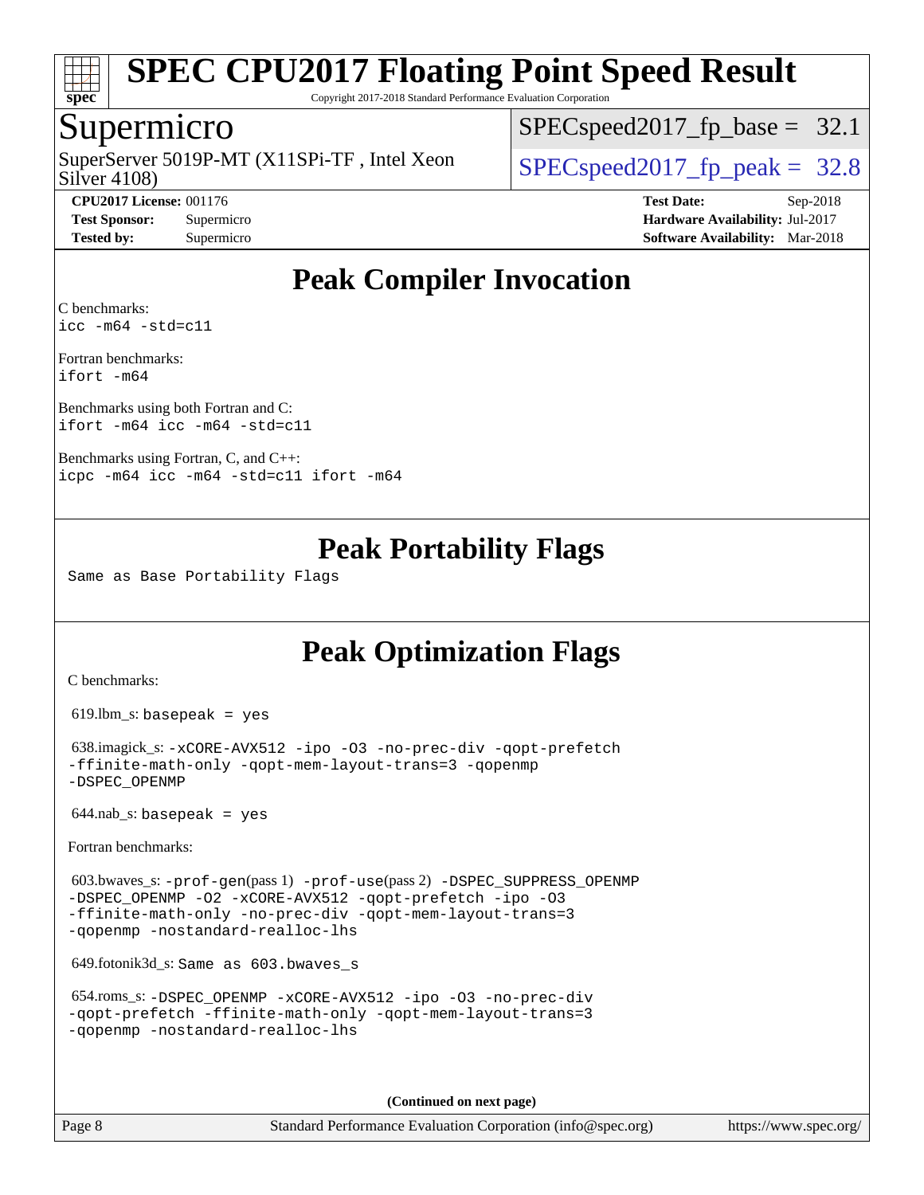# Peak Compiler Invocation

C benchmarks:
`icc -m64 -std=c11`

Fortran benchmarks:
`ifort -m64`

Benchmarks using both Fortran and C:
`ifort -m64 icc -m64 -std=c11`

Benchmarks using Fortran, C, and C++:
`icpc -m64 icc -m64 -std=c11 ifort -m64`

# Peak Portability Flags

Same as Base Portability Flags

# Peak Optimization Flags

C benchmarks:

619.lbm_s: `basepeak = yes`

638.imagick_s: `-xCORE-AVX512 -ipo -O3 -no-prec-div -qopt-prefetch -ffinite-math-only -qopt-mem-layout-trans=3 -qopenmp -DSPEC_OPENMP`

644.nab_s: `basepeak = yes`

Fortran benchmarks:

603.bwaves_s: `-prof-gen`(pass 1) `-prof-use`(pass 2) `-DSPEC_SUPPRESS_OPENMP -DSPEC_OPENMP -O2 -xCORE-AVX512 -qopt-prefetch -ipo -O3 -ffinite-math-only -no-prec-div -qopt-mem-layout-trans=3 -qopenmp -nostandard-realloc-lhs`

649.fotonik3d_s: Same as 603.bwaves_s

654.roms_s: `-DSPEC_OPENMP -xCORE-AVX512 -ipo -O3 -no-prec-div -qopt-prefetch -ffinite-math-only -qopt-mem-layout-trans=3 -qopenmp -nostandard-realloc-lhs`

**(Continued on next page)**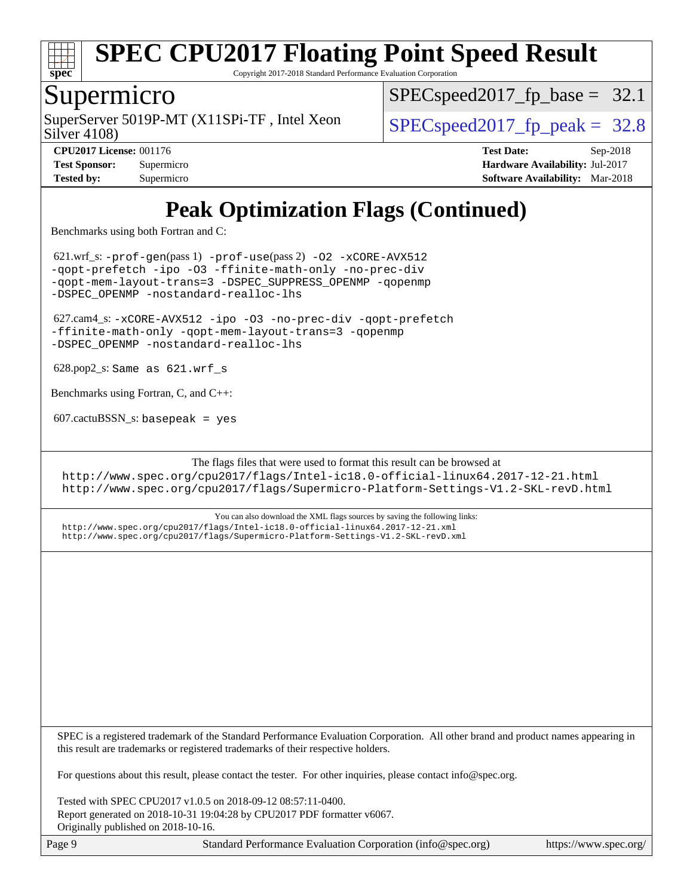# SPEC CPU2017 Floating Point Speed Result

Copyright 2017-2018 Standard Performance Evaluation Corporation

## Supermicro

SuperServer 5019P-MT (X11SPi-TF , Intel Xeon Silver 4108)

SPECspeed2017_fp_base = 32.1

SPECspeed2017_fp_peak = 32.8

**CPU2017 License:** 001176
**Test Sponsor:** Supermicro
**Tested by:** Supermicro

**Test Date:** Sep-2018
**Hardware Availability:** Jul-2017
**Software Availability:** Mar-2018

# Peak Optimization Flags (Continued)

Benchmarks using both Fortran and C:

621.wrf_s: -prof-gen(pass 1) -prof-use(pass 2) -O2 -xCORE-AVX512 -qopt-prefetch -ipo -O3 -ffinite-math-only -no-prec-div -qopt-mem-layout-trans=3 -DSPEC_SUPPRESS_OPENMP -qopenmp -DSPEC_OPENMP -nostandard-realloc-lhs

627.cam4_s: -xCORE-AVX512 -ipo -O3 -no-prec-div -qopt-prefetch -ffinite-math-only -qopt-mem-layout-trans=3 -qopenmp -DSPEC_OPENMP -nostandard-realloc-lhs

628.pop2_s: Same as 621.wrf_s

Benchmarks using Fortran, C, and C++:

607.cactuBSSN_s: basepeak = yes

The flags files that were used to format this result can be browsed at
http://www.spec.org/cpu2017/flags/Intel-ic18.0-official-linux64.2017-12-21.html
http://www.spec.org/cpu2017/flags/Supermicro-Platform-Settings-V1.2-SKL-revD.html

You can also download the XML flags sources by saving the following links:
http://www.spec.org/cpu2017/flags/Intel-ic18.0-official-linux64.2017-12-21.xml
http://www.spec.org/cpu2017/flags/Supermicro-Platform-Settings-V1.2-SKL-revD.xml

SPEC is a registered trademark of the Standard Performance Evaluation Corporation. All other brand and product names appearing in this result are trademarks or registered trademarks of their respective holders.

For questions about this result, please contact the tester. For other inquiries, please contact info@spec.org.

Tested with SPEC CPU2017 v1.0.5 on 2018-09-12 08:57:11-0400.
Report generated on 2018-10-31 19:04:28 by CPU2017 PDF formatter v6067.
Originally published on 2018-10-16.